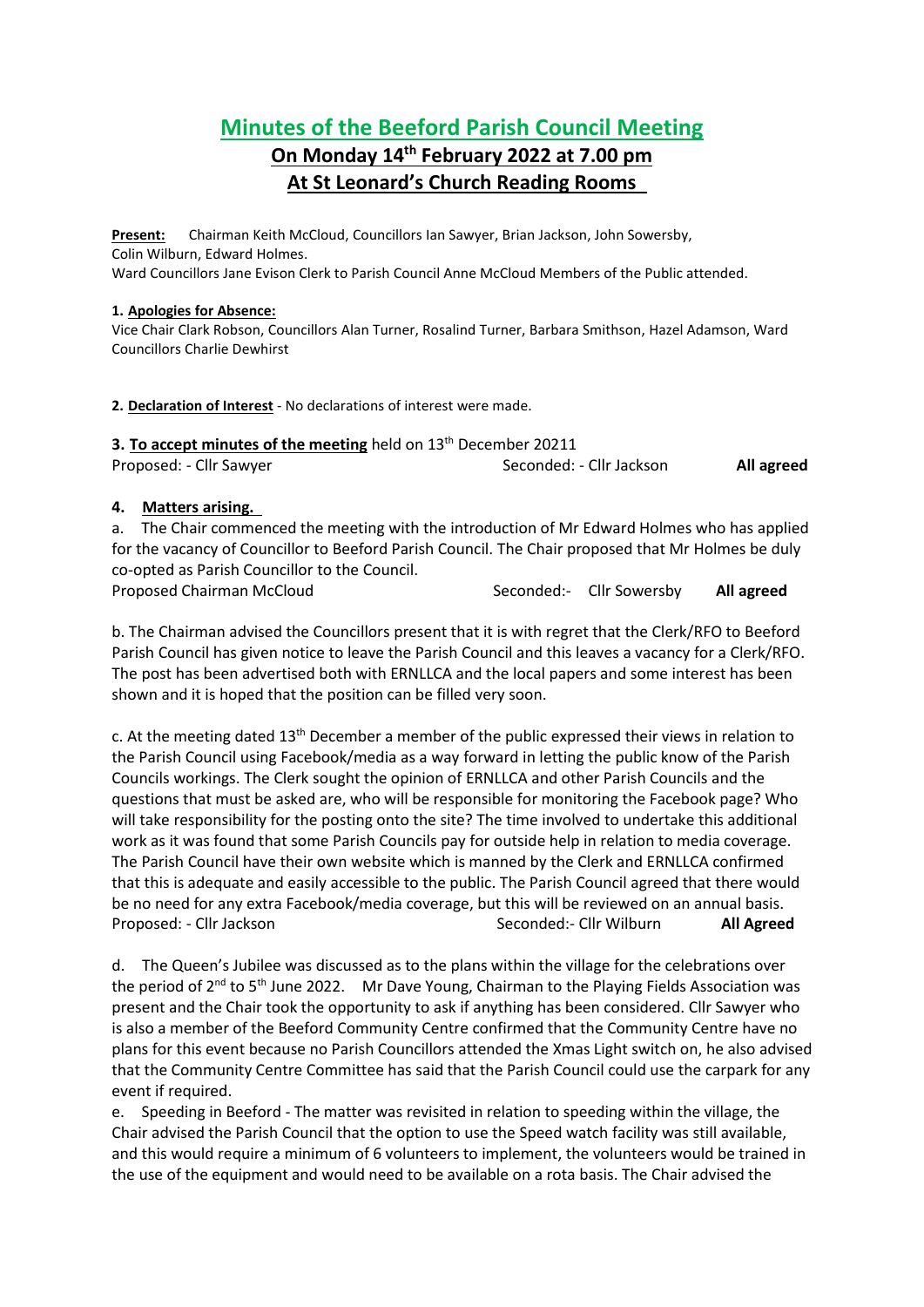# Minutes of the Beeford Parish Council Meeting

## On Monday 14th February 2022 at 7.00 pm

## At St Leonard's Church Reading Rooms

**Present:** Chairman Keith McCloud, Councillors Ian Sawyer, Brian Jackson, John Sowersby, Colin Wilburn, Edward Holmes.
Ward Councillors Jane Evison Clerk to Parish Council Anne McCloud Members of the Public attended.

**1. Apologies for Absence:**
Vice Chair Clark Robson, Councillors Alan Turner, Rosalind Turner, Barbara Smithson, Hazel Adamson, Ward Councillors Charlie Dewhirst

**2. Declaration of Interest** - No declarations of interest were made.

**3. To accept minutes of the meeting** held on 13th December 20211
Proposed: - Cllr Sawyer     Seconded: - Cllr Jackson     **All agreed**

**4. Matters arising.**

a. The Chair commenced the meeting with the introduction of Mr Edward Holmes who has applied for the vacancy of Councillor to Beeford Parish Council. The Chair proposed that Mr Holmes be duly co-opted as Parish Councillor to the Council.
Proposed Chairman McCloud     Seconded:- Cllr Sowersby     **All agreed**

b. The Chairman advised the Councillors present that it is with regret that the Clerk/RFO to Beeford Parish Council has given notice to leave the Parish Council and this leaves a vacancy for a Clerk/RFO. The post has been advertised both with ERNLLCA and the local papers and some interest has been shown and it is hoped that the position can be filled very soon.

c. At the meeting dated 13th December a member of the public expressed their views in relation to the Parish Council using Facebook/media as a way forward in letting the public know of the Parish Councils workings. The Clerk sought the opinion of ERNLLCA and other Parish Councils and the questions that must be asked are, who will be responsible for monitoring the Facebook page? Who will take responsibility for the posting onto the site? The time involved to undertake this additional work as it was found that some Parish Councils pay for outside help in relation to media coverage. The Parish Council have their own website which is manned by the Clerk and ERNLLCA confirmed that this is adequate and easily accessible to the public. The Parish Council agreed that there would be no need for any extra Facebook/media coverage, but this will be reviewed on an annual basis.
Proposed: - Cllr Jackson     Seconded:- Cllr Wilburn     **All Agreed**

d. The Queen's Jubilee was discussed as to the plans within the village for the celebrations over the period of 2nd to 5th June 2022. Mr Dave Young, Chairman to the Playing Fields Association was present and the Chair took the opportunity to ask if anything has been considered. Cllr Sawyer who is also a member of the Beeford Community Centre confirmed that the Community Centre have no plans for this event because no Parish Councillors attended the Xmas Light switch on, he also advised that the Community Centre Committee has said that the Parish Council could use the carpark for any event if required.

e. Speeding in Beeford - The matter was revisited in relation to speeding within the village, the Chair advised the Parish Council that the option to use the Speed watch facility was still available, and this would require a minimum of 6 volunteers to implement, the volunteers would be trained in the use of the equipment and would need to be available on a rota basis. The Chair advised the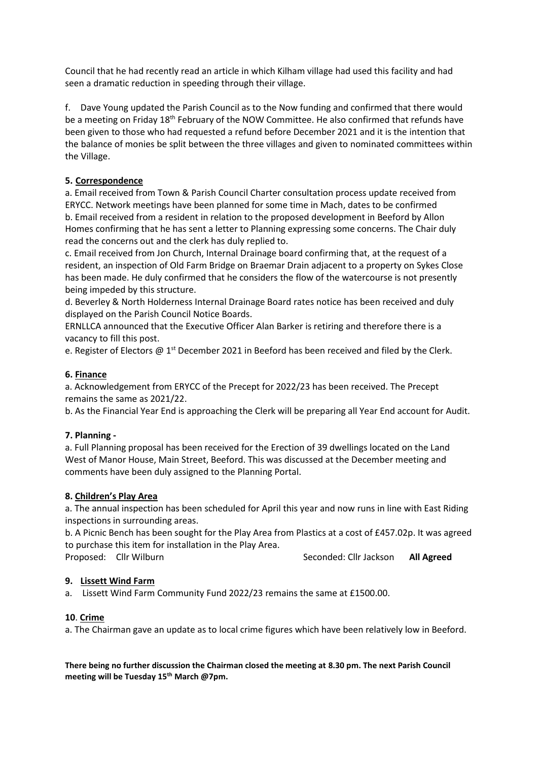Council that he had recently read an article in which Kilham village had used this facility and had seen a dramatic reduction in speeding through their village.

f. Dave Young updated the Parish Council as to the Now funding and confirmed that there would be a meeting on Friday 18th February of the NOW Committee. He also confirmed that refunds have been given to those who had requested a refund before December 2021 and it is the intention that the balance of monies be split between the three villages and given to nominated committees within the Village.

**5. Correspondence**

a. Email received from Town & Parish Council Charter consultation process update received from ERYCC. Network meetings have been planned for some time in Mach, dates to be confirmed
b. Email received from a resident in relation to the proposed development in Beeford by Allon Homes confirming that he has sent a letter to Planning expressing some concerns. The Chair duly read the concerns out and the clerk has duly replied to.
c. Email received from Jon Church, Internal Drainage board confirming that, at the request of a resident, an inspection of Old Farm Bridge on Braemar Drain adjacent to a property on Sykes Close has been made. He duly confirmed that he considers the flow of the watercourse is not presently being impeded by this structure.
d. Beverley & North Holderness Internal Drainage Board rates notice has been received and duly displayed on the Parish Council Notice Boards.
ERNLLCA announced that the Executive Officer Alan Barker is retiring and therefore there is a vacancy to fill this post.
e. Register of Electors @ 1st December 2021 in Beeford has been received and filed by the Clerk.

**6. Finance**

a. Acknowledgement from ERYCC of the Precept for 2022/23 has been received. The Precept remains the same as 2021/22.
b. As the Financial Year End is approaching the Clerk will be preparing all Year End account for Audit.

**7. Planning -**

a. Full Planning proposal has been received for the Erection of 39 dwellings located on the Land West of Manor House, Main Street, Beeford. This was discussed at the December meeting and comments have been duly assigned to the Planning Portal.

**8. Children's Play Area**

a. The annual inspection has been scheduled for April this year and now runs in line with East Riding inspections in surrounding areas.
b. A Picnic Bench has been sought for the Play Area from Plastics at a cost of £457.02p. It was agreed to purchase this item for installation in the Play Area.
Proposed: Cllr Wilburn Seconded: Cllr Jackson **All Agreed**

**9. Lissett Wind Farm**

a. Lissett Wind Farm Community Fund 2022/23 remains the same at £1500.00.

**10. Crime**

a. The Chairman gave an update as to local crime figures which have been relatively low in Beeford.

**There being no further discussion the Chairman closed the meeting at 8.30 pm. The next Parish Council meeting will be Tuesday 15th March @7pm.**